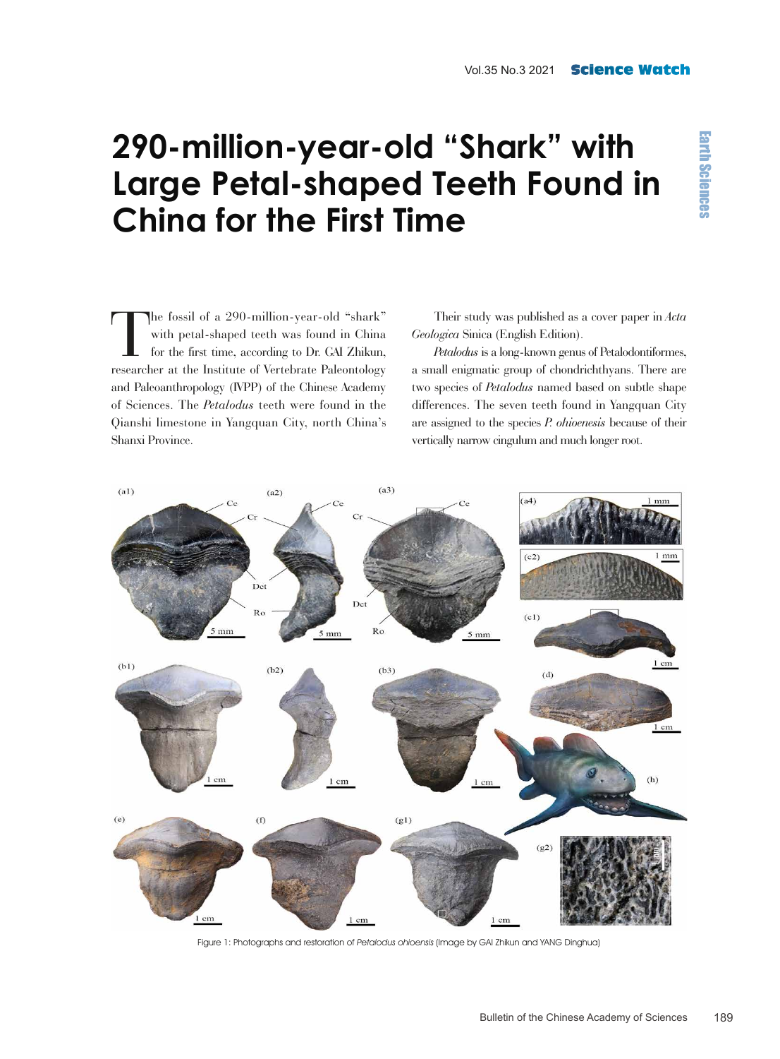# 290-million-year-old "Shark" with Large Petal-shaped Teeth Found in China for the First Time

The fossil of a 290-million-year-old "shark" with petal-shaped teeth was found in China for the first time, according to Dr. GAI Zhikun, researcher at the Institute of Vertebrate Paleontology and Paleoanthropology (IVPP) of the Chinese Academy of Sciences. The *Petalodus* teeth were found in the Qianshi limestone in Yangquan City, north China's Shanxi Province.

Their study was published as a cover paper in *Acta Geologica* Sinica (English Edition).

*Petalodus* is a long-known genus of Petalodontiformes, a small enigmatic group of chondrichthyans. There are two species of *Petalodus* named based on subtle shape differences. The seven teeth found in Yangquan City are assigned to the species *P. ohioenesis* because of their vertically narrow cingulum and much longer root.

Figure 1: Photographs and restoration of *Petalodus ohioensis* (Image by GAI Zhikun and YANG Dinghua)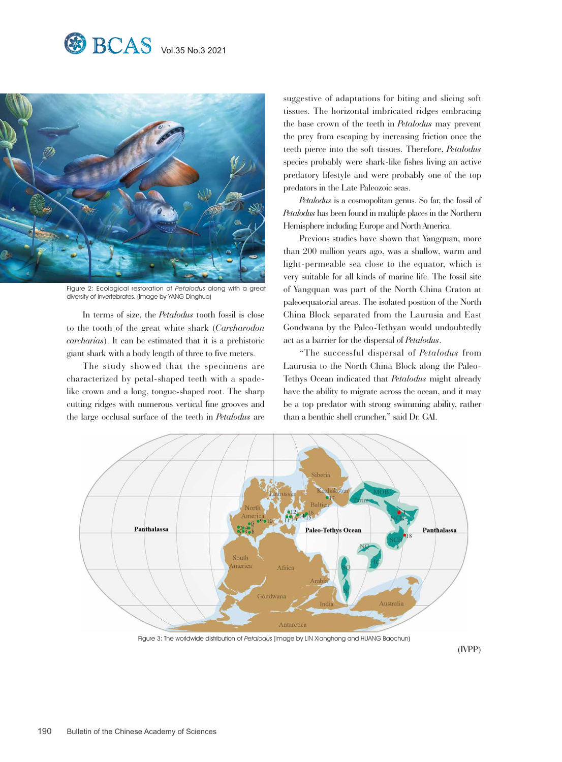Figure 2: Ecological restoration of *Petalodus* along with a great diversity of invertebrates. (Image by YANG Dinghua)

In terms of size, the *Petalodus* tooth fossil is close to the tooth of the great white shark (*Carcharodon carcharias*). It can be estimated that it is a prehistoric giant shark with a body length of three to five meters.

The study showed that the specimens are characterized by petal-shaped teeth with a spade-like crown and a long, tongue-shaped root. The sharp cutting ridges with numerous vertical fine grooves and the large occlusal surface of the teeth in *Petalodus* are suggestive of adaptations for biting and slicing soft tissues. The horizontal imbricated ridges embracing the base crown of the teeth in *Petalodus* may prevent the prey from escaping by increasing friction once the teeth pierce into the soft tissues. Therefore, *Petalodus* species probably were shark-like fishes living an active predatory lifestyle and were probably one of the top predators in the Late Paleozoic seas.

*Petalodus* is a cosmopolitan genus. So far, the fossil of *Petalodus* has been found in multiple places in the Northern Hemisphere including Europe and North America.

Previous studies have shown that Yangquan, more than 200 million years ago, was a shallow, warm and light-permeable sea close to the equator, which is very suitable for all kinds of marine life. The fossil site of Yangquan was part of the North China Craton at paleoequatorial areas. The isolated position of the North China Block separated from the Laurusia and East Gondwana by the Paleo-Tethyan would undoubtedly act as a barrier for the dispersal of *Petalodus*.

"The successful dispersal of *Petalodus* from Laurusia to the North China Block along the Paleo-Tethys Ocean indicated that *Petalodus* might already have the ability to migrate across the ocean, and it may be a top predator with strong swimming ability, rather than a benthic shell cruncher," said Dr. GAI.

Siberia
Kazhakstan
MOB
Laurussia
Tarim
Baltica
North America
Panthalassa
Paleo-Tethys Ocean
Panthalassa
NC
SCP
South America
Africa
NQ
IC
SQ
Arabia
Gondwana
India
Australia
Antarctica

Figure 3: The worldwide distribution of *Petalodus* (Image by LIN Xianghong and HUANG Baochun)

(IVPP)